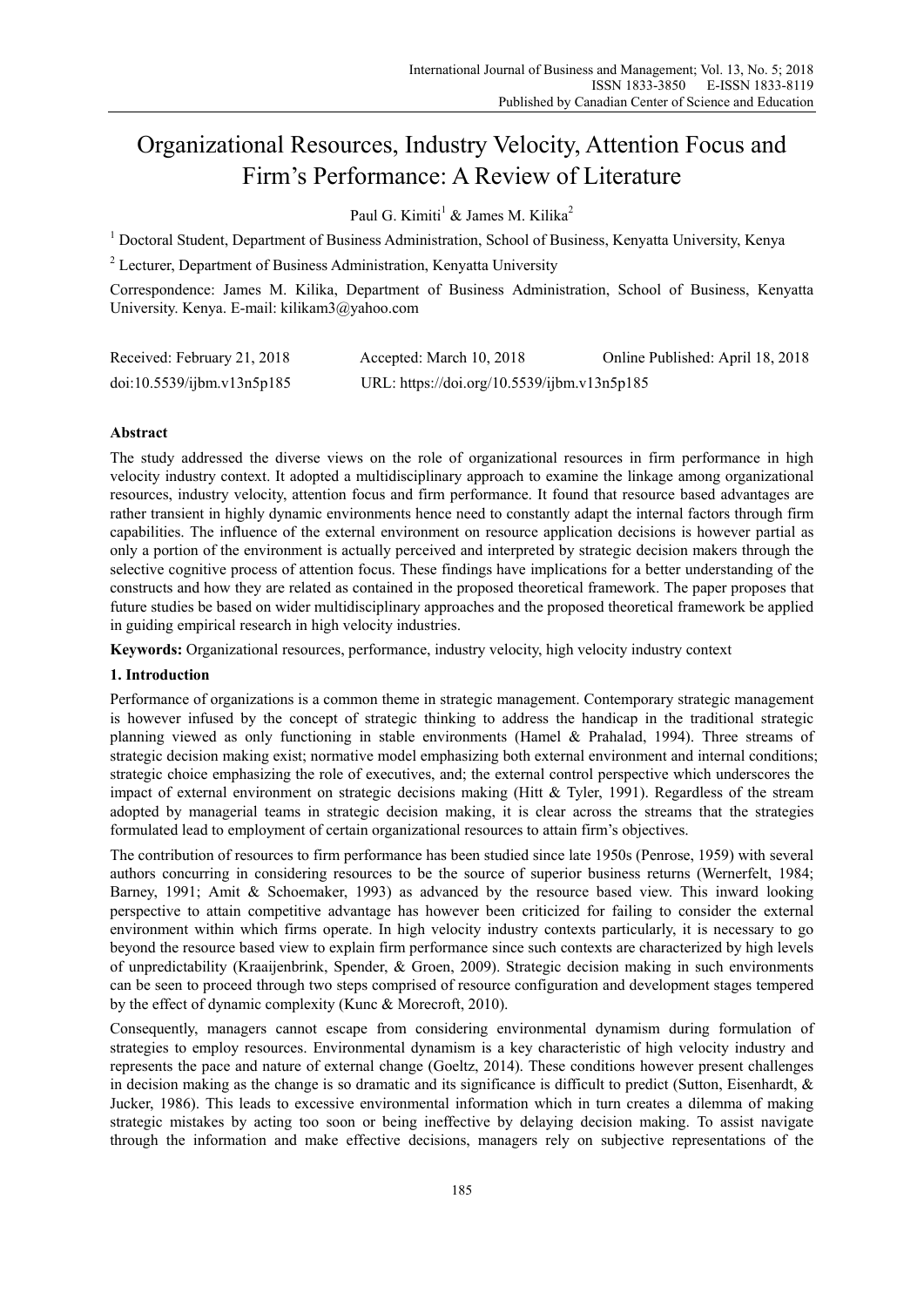# Organizational Resources, Industry Velocity, Attention Focus and Firm's Performance: A Review of Literature

Paul G. Kimiti[1] & James M. Kilika[2]

[1] Doctoral Student, Department of Business Administration, School of Business, Kenyatta University, Kenya

[2] Lecturer, Department of Business Administration, Kenyatta University

Correspondence: James M. Kilika, Department of Business Administration, School of Business, Kenyatta University. Kenya. E-mail: kilikam3@yahoo.com

Received: February 21, 2018 Accepted: March 10, 2018 Online Published: April 18, 2018

doi:10.5539/ijbm.v13n5p185 URL: https://doi.org/10.5539/ijbm.v13n5p185

## Abstract

The study addressed the diverse views on the role of organizational resources in firm performance in high velocity industry context. It adopted a multidisciplinary approach to examine the linkage among organizational resources, industry velocity, attention focus and firm performance. It found that resource based advantages are rather transient in highly dynamic environments hence need to constantly adapt the internal factors through firm capabilities. The influence of the external environment on resource application decisions is however partial as only a portion of the environment is actually perceived and interpreted by strategic decision makers through the selective cognitive process of attention focus. These findings have implications for a better understanding of the constructs and how they are related as contained in the proposed theoretical framework. The paper proposes that future studies be based on wider multidisciplinary approaches and the proposed theoretical framework be applied in guiding empirical research in high velocity industries.

**Keywords:** Organizational resources, performance, industry velocity, high velocity industry context

## 1. Introduction

Performance of organizations is a common theme in strategic management. Contemporary strategic management is however infused by the concept of strategic thinking to address the handicap in the traditional strategic planning viewed as only functioning in stable environments (Hamel & Prahalad, 1994). Three streams of strategic decision making exist; normative model emphasizing both external environment and internal conditions; strategic choice emphasizing the role of executives, and; the external control perspective which underscores the impact of external environment on strategic decisions making (Hitt & Tyler, 1991). Regardless of the stream adopted by managerial teams in strategic decision making, it is clear across the streams that the strategies formulated lead to employment of certain organizational resources to attain firm's objectives.

The contribution of resources to firm performance has been studied since late 1950s (Penrose, 1959) with several authors concurring in considering resources to be the source of superior business returns (Wernerfelt, 1984; Barney, 1991; Amit & Schoemaker, 1993) as advanced by the resource based view. This inward looking perspective to attain competitive advantage has however been criticized for failing to consider the external environment within which firms operate. In high velocity industry contexts particularly, it is necessary to go beyond the resource based view to explain firm performance since such contexts are characterized by high levels of unpredictability (Kraaijenbrink, Spender, & Groen, 2009). Strategic decision making in such environments can be seen to proceed through two steps comprised of resource configuration and development stages tempered by the effect of dynamic complexity (Kunc & Morecroft, 2010).

Consequently, managers cannot escape from considering environmental dynamism during formulation of strategies to employ resources. Environmental dynamism is a key characteristic of high velocity industry and represents the pace and nature of external change (Goeltz, 2014). These conditions however present challenges in decision making as the change is so dramatic and its significance is difficult to predict (Sutton, Eisenhardt, & Jucker, 1986). This leads to excessive environmental information which in turn creates a dilemma of making strategic mistakes by acting too soon or being ineffective by delaying decision making. To assist navigate through the information and make effective decisions, managers rely on subjective representations of the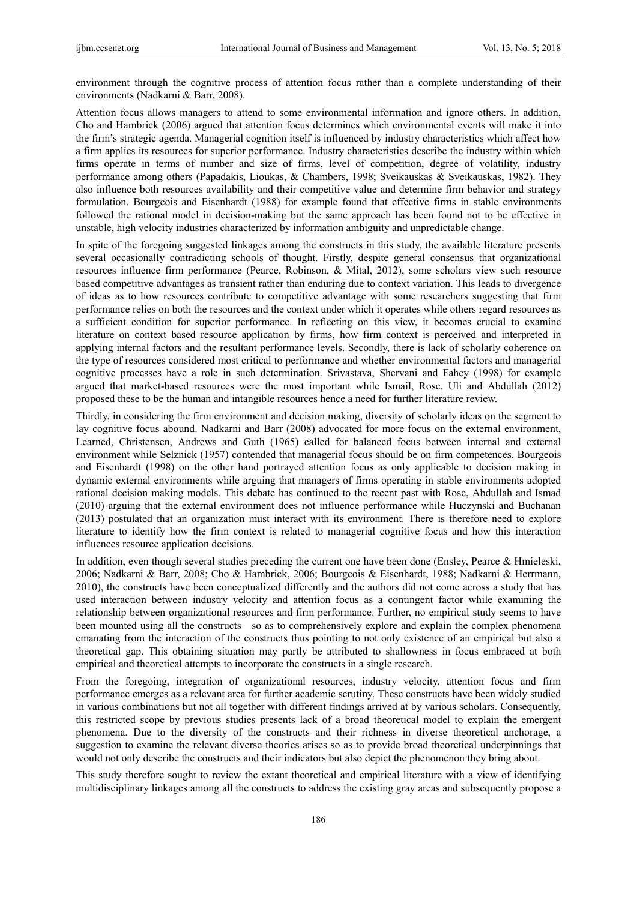environment through the cognitive process of attention focus rather than a complete understanding of their environments (Nadkarni & Barr, 2008).

Attention focus allows managers to attend to some environmental information and ignore others. In addition, Cho and Hambrick (2006) argued that attention focus determines which environmental events will make it into the firm's strategic agenda. Managerial cognition itself is influenced by industry characteristics which affect how a firm applies its resources for superior performance. Industry characteristics describe the industry within which firms operate in terms of number and size of firms, level of competition, degree of volatility, industry performance among others (Papadakis, Lioukas, & Chambers, 1998; Sveikauskas & Sveikauskas, 1982). They also influence both resources availability and their competitive value and determine firm behavior and strategy formulation. Bourgeois and Eisenhardt (1988) for example found that effective firms in stable environments followed the rational model in decision-making but the same approach has been found not to be effective in unstable, high velocity industries characterized by information ambiguity and unpredictable change.

In spite of the foregoing suggested linkages among the constructs in this study, the available literature presents several occasionally contradicting schools of thought. Firstly, despite general consensus that organizational resources influence firm performance (Pearce, Robinson, & Mital, 2012), some scholars view such resource based competitive advantages as transient rather than enduring due to context variation. This leads to divergence of ideas as to how resources contribute to competitive advantage with some researchers suggesting that firm performance relies on both the resources and the context under which it operates while others regard resources as a sufficient condition for superior performance. In reflecting on this view, it becomes crucial to examine literature on context based resource application by firms, how firm context is perceived and interpreted in applying internal factors and the resultant performance levels. Secondly, there is lack of scholarly coherence on the type of resources considered most critical to performance and whether environmental factors and managerial cognitive processes have a role in such determination. Srivastava, Shervani and Fahey (1998) for example argued that market-based resources were the most important while Ismail, Rose, Uli and Abdullah (2012) proposed these to be the human and intangible resources hence a need for further literature review.

Thirdly, in considering the firm environment and decision making, diversity of scholarly ideas on the segment to lay cognitive focus abound. Nadkarni and Barr (2008) advocated for more focus on the external environment, Learned, Christensen, Andrews and Guth (1965) called for balanced focus between internal and external environment while Selznick (1957) contended that managerial focus should be on firm competences. Bourgeois and Eisenhardt (1998) on the other hand portrayed attention focus as only applicable to decision making in dynamic external environments while arguing that managers of firms operating in stable environments adopted rational decision making models. This debate has continued to the recent past with Rose, Abdullah and Ismad (2010) arguing that the external environment does not influence performance while Huczynski and Buchanan (2013) postulated that an organization must interact with its environment. There is therefore need to explore literature to identify how the firm context is related to managerial cognitive focus and how this interaction influences resource application decisions.

In addition, even though several studies preceding the current one have been done (Ensley, Pearce & Hmieleski, 2006; Nadkarni & Barr, 2008; Cho & Hambrick, 2006; Bourgeois & Eisenhardt, 1988; Nadkarni & Herrmann, 2010), the constructs have been conceptualized differently and the authors did not come across a study that has used interaction between industry velocity and attention focus as a contingent factor while examining the relationship between organizational resources and firm performance. Further, no empirical study seems to have been mounted using all the constructs so as to comprehensively explore and explain the complex phenomena emanating from the interaction of the constructs thus pointing to not only existence of an empirical but also a theoretical gap. This obtaining situation may partly be attributed to shallowness in focus embraced at both empirical and theoretical attempts to incorporate the constructs in a single research.

From the foregoing, integration of organizational resources, industry velocity, attention focus and firm performance emerges as a relevant area for further academic scrutiny. These constructs have been widely studied in various combinations but not all together with different findings arrived at by various scholars. Consequently, this restricted scope by previous studies presents lack of a broad theoretical model to explain the emergent phenomena. Due to the diversity of the constructs and their richness in diverse theoretical anchorage, a suggestion to examine the relevant diverse theories arises so as to provide broad theoretical underpinnings that would not only describe the constructs and their indicators but also depict the phenomenon they bring about.

This study therefore sought to review the extant theoretical and empirical literature with a view of identifying multidisciplinary linkages among all the constructs to address the existing gray areas and subsequently propose a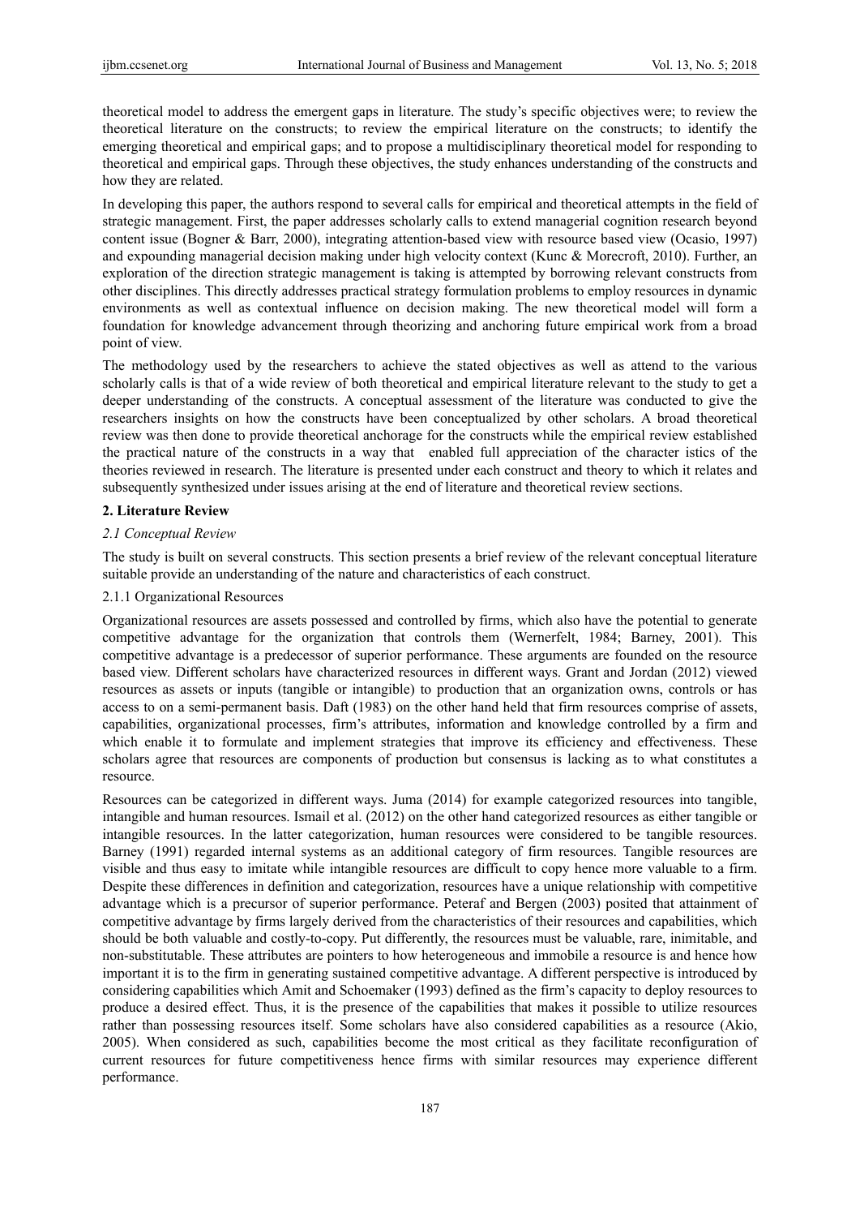theoretical model to address the emergent gaps in literature. The study's specific objectives were; to review the theoretical literature on the constructs; to review the empirical literature on the constructs; to identify the emerging theoretical and empirical gaps; and to propose a multidisciplinary theoretical model for responding to theoretical and empirical gaps. Through these objectives, the study enhances understanding of the constructs and how they are related.

In developing this paper, the authors respond to several calls for empirical and theoretical attempts in the field of strategic management. First, the paper addresses scholarly calls to extend managerial cognition research beyond content issue (Bogner & Barr, 2000), integrating attention-based view with resource based view (Ocasio, 1997) and expounding managerial decision making under high velocity context (Kunc & Morecroft, 2010). Further, an exploration of the direction strategic management is taking is attempted by borrowing relevant constructs from other disciplines. This directly addresses practical strategy formulation problems to employ resources in dynamic environments as well as contextual influence on decision making. The new theoretical model will form a foundation for knowledge advancement through theorizing and anchoring future empirical work from a broad point of view.

The methodology used by the researchers to achieve the stated objectives as well as attend to the various scholarly calls is that of a wide review of both theoretical and empirical literature relevant to the study to get a deeper understanding of the constructs. A conceptual assessment of the literature was conducted to give the researchers insights on how the constructs have been conceptualized by other scholars. A broad theoretical review was then done to provide theoretical anchorage for the constructs while the empirical review established the practical nature of the constructs in a way that enabled full appreciation of the character istics of the theories reviewed in research. The literature is presented under each construct and theory to which it relates and subsequently synthesized under issues arising at the end of literature and theoretical review sections.

## 2. Literature Review

### *2.1 Conceptual Review*

The study is built on several constructs. This section presents a brief review of the relevant conceptual literature suitable provide an understanding of the nature and characteristics of each construct.

#### 2.1.1 Organizational Resources

Organizational resources are assets possessed and controlled by firms, which also have the potential to generate competitive advantage for the organization that controls them (Wernerfelt, 1984; Barney, 2001). This competitive advantage is a predecessor of superior performance. These arguments are founded on the resource based view. Different scholars have characterized resources in different ways. Grant and Jordan (2012) viewed resources as assets or inputs (tangible or intangible) to production that an organization owns, controls or has access to on a semi-permanent basis. Daft (1983) on the other hand held that firm resources comprise of assets, capabilities, organizational processes, firm's attributes, information and knowledge controlled by a firm and which enable it to formulate and implement strategies that improve its efficiency and effectiveness. These scholars agree that resources are components of production but consensus is lacking as to what constitutes a resource.

Resources can be categorized in different ways. Juma (2014) for example categorized resources into tangible, intangible and human resources. Ismail et al. (2012) on the other hand categorized resources as either tangible or intangible resources. In the latter categorization, human resources were considered to be tangible resources. Barney (1991) regarded internal systems as an additional category of firm resources. Tangible resources are visible and thus easy to imitate while intangible resources are difficult to copy hence more valuable to a firm. Despite these differences in definition and categorization, resources have a unique relationship with competitive advantage which is a precursor of superior performance. Peteraf and Bergen (2003) posited that attainment of competitive advantage by firms largely derived from the characteristics of their resources and capabilities, which should be both valuable and costly-to-copy. Put differently, the resources must be valuable, rare, inimitable, and non-substitutable. These attributes are pointers to how heterogeneous and immobile a resource is and hence how important it is to the firm in generating sustained competitive advantage. A different perspective is introduced by considering capabilities which Amit and Schoemaker (1993) defined as the firm's capacity to deploy resources to produce a desired effect. Thus, it is the presence of the capabilities that makes it possible to utilize resources rather than possessing resources itself. Some scholars have also considered capabilities as a resource (Akio, 2005). When considered as such, capabilities become the most critical as they facilitate reconfiguration of current resources for future competitiveness hence firms with similar resources may experience different performance.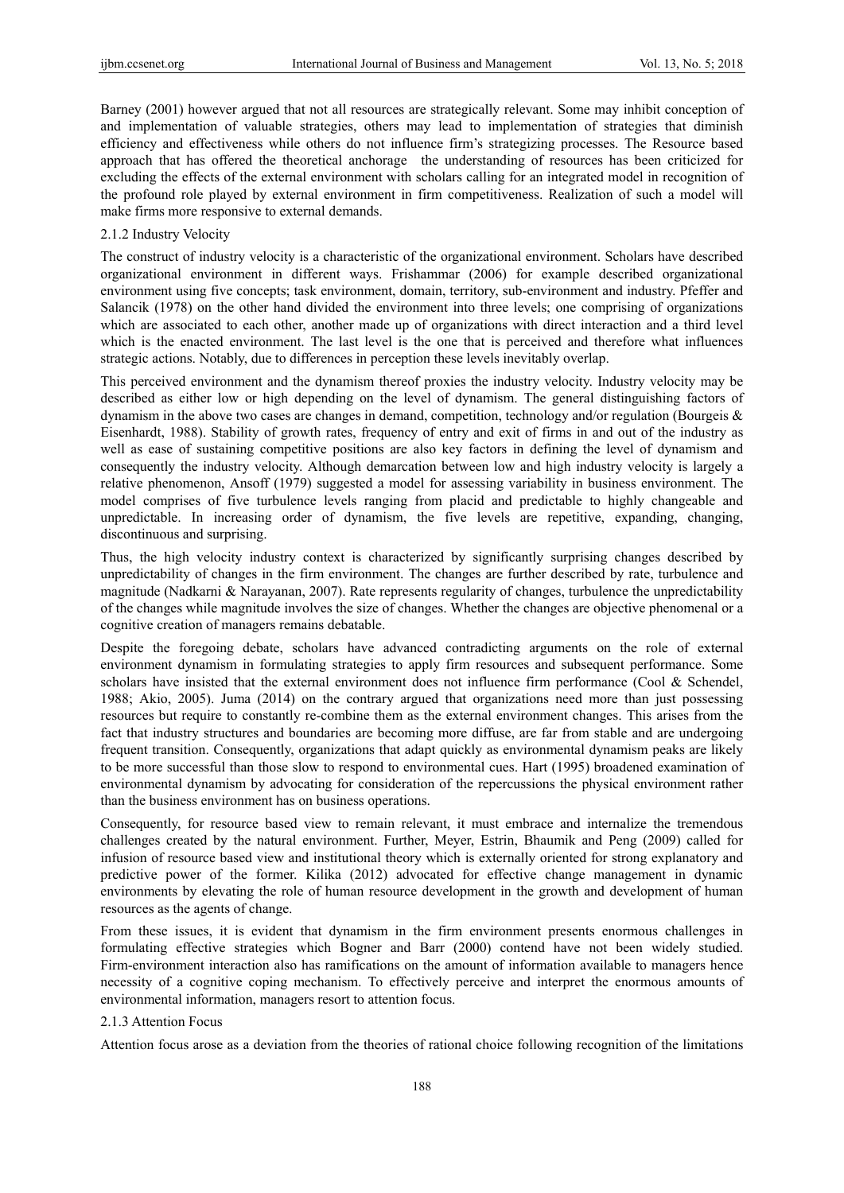Barney (2001) however argued that not all resources are strategically relevant. Some may inhibit conception of and implementation of valuable strategies, others may lead to implementation of strategies that diminish efficiency and effectiveness while others do not influence firm's strategizing processes. The Resource based approach that has offered the theoretical anchorage the understanding of resources has been criticized for excluding the effects of the external environment with scholars calling for an integrated model in recognition of the profound role played by external environment in firm competitiveness. Realization of such a model will make firms more responsive to external demands.

#### 2.1.2 Industry Velocity

The construct of industry velocity is a characteristic of the organizational environment. Scholars have described organizational environment in different ways. Frishammar (2006) for example described organizational environment using five concepts; task environment, domain, territory, sub-environment and industry. Pfeffer and Salancik (1978) on the other hand divided the environment into three levels; one comprising of organizations which are associated to each other, another made up of organizations with direct interaction and a third level which is the enacted environment. The last level is the one that is perceived and therefore what influences strategic actions. Notably, due to differences in perception these levels inevitably overlap.

This perceived environment and the dynamism thereof proxies the industry velocity. Industry velocity may be described as either low or high depending on the level of dynamism. The general distinguishing factors of dynamism in the above two cases are changes in demand, competition, technology and/or regulation (Bourgeis & Eisenhardt, 1988). Stability of growth rates, frequency of entry and exit of firms in and out of the industry as well as ease of sustaining competitive positions are also key factors in defining the level of dynamism and consequently the industry velocity. Although demarcation between low and high industry velocity is largely a relative phenomenon, Ansoff (1979) suggested a model for assessing variability in business environment. The model comprises of five turbulence levels ranging from placid and predictable to highly changeable and unpredictable. In increasing order of dynamism, the five levels are repetitive, expanding, changing, discontinuous and surprising.

Thus, the high velocity industry context is characterized by significantly surprising changes described by unpredictability of changes in the firm environment. The changes are further described by rate, turbulence and magnitude (Nadkarni & Narayanan, 2007). Rate represents regularity of changes, turbulence the unpredictability of the changes while magnitude involves the size of changes. Whether the changes are objective phenomenal or a cognitive creation of managers remains debatable.

Despite the foregoing debate, scholars have advanced contradicting arguments on the role of external environment dynamism in formulating strategies to apply firm resources and subsequent performance. Some scholars have insisted that the external environment does not influence firm performance (Cool & Schendel, 1988; Akio, 2005). Juma (2014) on the contrary argued that organizations need more than just possessing resources but require to constantly re-combine them as the external environment changes. This arises from the fact that industry structures and boundaries are becoming more diffuse, are far from stable and are undergoing frequent transition. Consequently, organizations that adapt quickly as environmental dynamism peaks are likely to be more successful than those slow to respond to environmental cues. Hart (1995) broadened examination of environmental dynamism by advocating for consideration of the repercussions the physical environment rather than the business environment has on business operations.

Consequently, for resource based view to remain relevant, it must embrace and internalize the tremendous challenges created by the natural environment. Further, Meyer, Estrin, Bhaumik and Peng (2009) called for infusion of resource based view and institutional theory which is externally oriented for strong explanatory and predictive power of the former. Kilika (2012) advocated for effective change management in dynamic environments by elevating the role of human resource development in the growth and development of human resources as the agents of change.

From these issues, it is evident that dynamism in the firm environment presents enormous challenges in formulating effective strategies which Bogner and Barr (2000) contend have not been widely studied. Firm-environment interaction also has ramifications on the amount of information available to managers hence necessity of a cognitive coping mechanism. To effectively perceive and interpret the enormous amounts of environmental information, managers resort to attention focus.

#### 2.1.3 Attention Focus

Attention focus arose as a deviation from the theories of rational choice following recognition of the limitations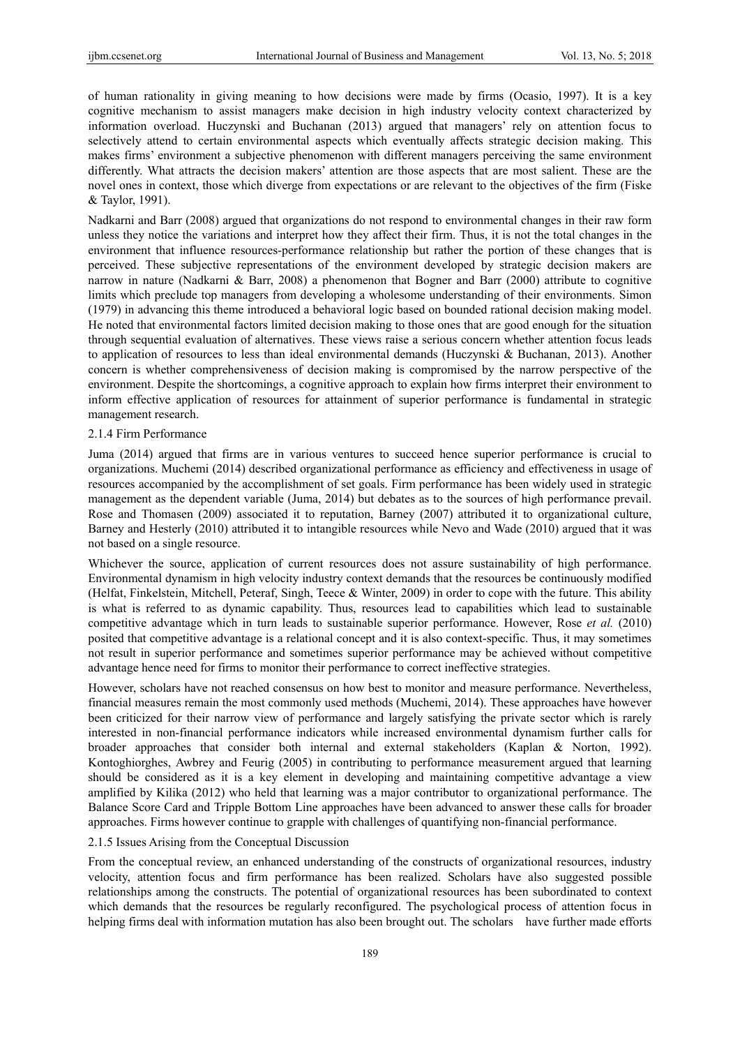of human rationality in giving meaning to how decisions were made by firms (Ocasio, 1997). It is a key cognitive mechanism to assist managers make decision in high industry velocity context characterized by information overload. Huczynski and Buchanan (2013) argued that managers' rely on attention focus to selectively attend to certain environmental aspects which eventually affects strategic decision making. This makes firms' environment a subjective phenomenon with different managers perceiving the same environment differently. What attracts the decision makers' attention are those aspects that are most salient. These are the novel ones in context, those which diverge from expectations or are relevant to the objectives of the firm (Fiske & Taylor, 1991).

Nadkarni and Barr (2008) argued that organizations do not respond to environmental changes in their raw form unless they notice the variations and interpret how they affect their firm. Thus, it is not the total changes in the environment that influence resources-performance relationship but rather the portion of these changes that is perceived. These subjective representations of the environment developed by strategic decision makers are narrow in nature (Nadkarni & Barr, 2008) a phenomenon that Bogner and Barr (2000) attribute to cognitive limits which preclude top managers from developing a wholesome understanding of their environments. Simon (1979) in advancing this theme introduced a behavioral logic based on bounded rational decision making model. He noted that environmental factors limited decision making to those ones that are good enough for the situation through sequential evaluation of alternatives. These views raise a serious concern whether attention focus leads to application of resources to less than ideal environmental demands (Huczynski & Buchanan, 2013). Another concern is whether comprehensiveness of decision making is compromised by the narrow perspective of the environment. Despite the shortcomings, a cognitive approach to explain how firms interpret their environment to inform effective application of resources for attainment of superior performance is fundamental in strategic management research.

#### 2.1.4 Firm Performance

Juma (2014) argued that firms are in various ventures to succeed hence superior performance is crucial to organizations. Muchemi (2014) described organizational performance as efficiency and effectiveness in usage of resources accompanied by the accomplishment of set goals. Firm performance has been widely used in strategic management as the dependent variable (Juma, 2014) but debates as to the sources of high performance prevail. Rose and Thomasen (2009) associated it to reputation, Barney (2007) attributed it to organizational culture, Barney and Hesterly (2010) attributed it to intangible resources while Nevo and Wade (2010) argued that it was not based on a single resource.

Whichever the source, application of current resources does not assure sustainability of high performance. Environmental dynamism in high velocity industry context demands that the resources be continuously modified (Helfat, Finkelstein, Mitchell, Peteraf, Singh, Teece & Winter, 2009) in order to cope with the future. This ability is what is referred to as dynamic capability. Thus, resources lead to capabilities which lead to sustainable competitive advantage which in turn leads to sustainable superior performance. However, Rose *et al.* (2010) posited that competitive advantage is a relational concept and it is also context-specific. Thus, it may sometimes not result in superior performance and sometimes superior performance may be achieved without competitive advantage hence need for firms to monitor their performance to correct ineffective strategies.

However, scholars have not reached consensus on how best to monitor and measure performance. Nevertheless, financial measures remain the most commonly used methods (Muchemi, 2014). These approaches have however been criticized for their narrow view of performance and largely satisfying the private sector which is rarely interested in non-financial performance indicators while increased environmental dynamism further calls for broader approaches that consider both internal and external stakeholders (Kaplan & Norton, 1992). Kontoghiorghes, Awbrey and Feurig (2005) in contributing to performance measurement argued that learning should be considered as it is a key element in developing and maintaining competitive advantage a view amplified by Kilika (2012) who held that learning was a major contributor to organizational performance. The Balance Score Card and Tripple Bottom Line approaches have been advanced to answer these calls for broader approaches. Firms however continue to grapple with challenges of quantifying non-financial performance.

#### 2.1.5 Issues Arising from the Conceptual Discussion

From the conceptual review, an enhanced understanding of the constructs of organizational resources, industry velocity, attention focus and firm performance has been realized. Scholars have also suggested possible relationships among the constructs. The potential of organizational resources has been subordinated to context which demands that the resources be regularly reconfigured. The psychological process of attention focus in helping firms deal with information mutation has also been brought out. The scholars have further made efforts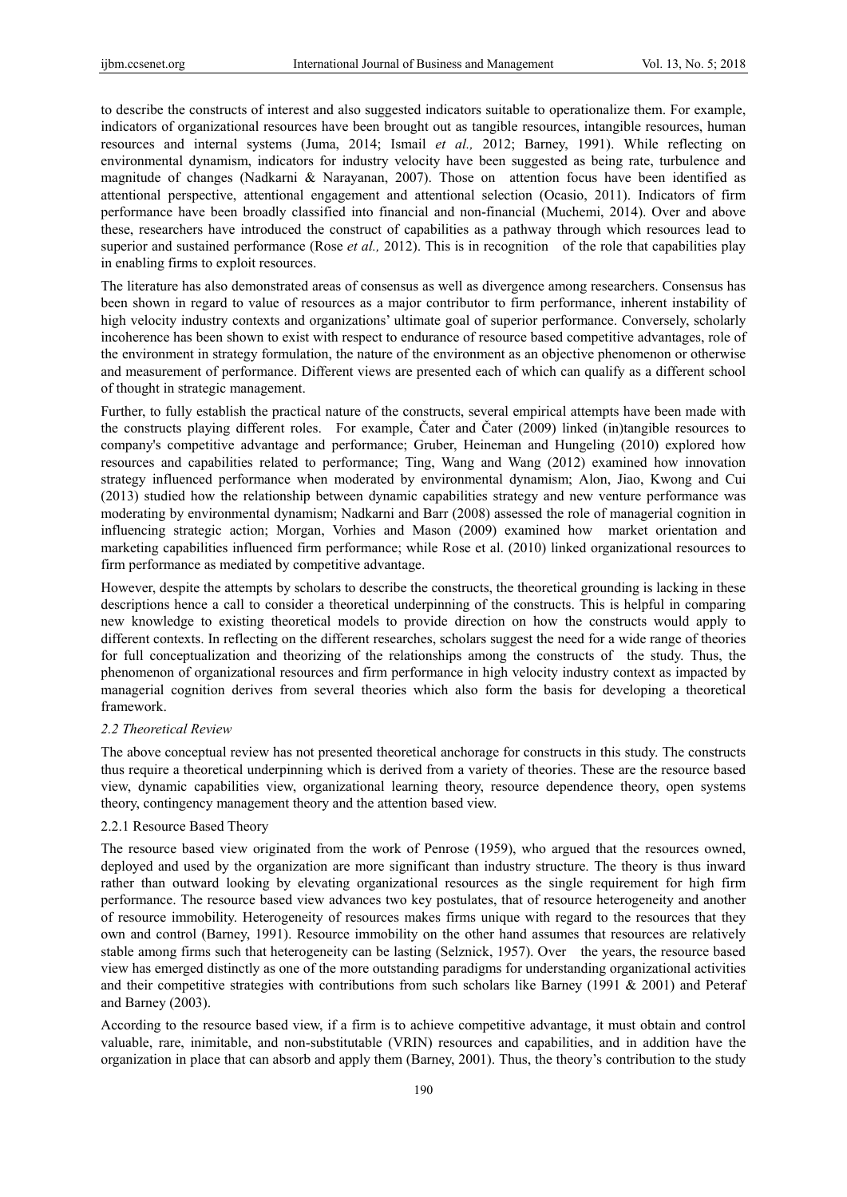to describe the constructs of interest and also suggested indicators suitable to operationalize them. For example, indicators of organizational resources have been brought out as tangible resources, intangible resources, human resources and internal systems (Juma, 2014; Ismail *et al.,* 2012; Barney, 1991). While reflecting on environmental dynamism, indicators for industry velocity have been suggested as being rate, turbulence and magnitude of changes (Nadkarni & Narayanan, 2007). Those on attention focus have been identified as attentional perspective, attentional engagement and attentional selection (Ocasio, 2011). Indicators of firm performance have been broadly classified into financial and non-financial (Muchemi, 2014). Over and above these, researchers have introduced the construct of capabilities as a pathway through which resources lead to superior and sustained performance (Rose *et al.,* 2012). This is in recognition of the role that capabilities play in enabling firms to exploit resources.

The literature has also demonstrated areas of consensus as well as divergence among researchers. Consensus has been shown in regard to value of resources as a major contributor to firm performance, inherent instability of high velocity industry contexts and organizations' ultimate goal of superior performance. Conversely, scholarly incoherence has been shown to exist with respect to endurance of resource based competitive advantages, role of the environment in strategy formulation, the nature of the environment as an objective phenomenon or otherwise and measurement of performance. Different views are presented each of which can qualify as a different school of thought in strategic management.

Further, to fully establish the practical nature of the constructs, several empirical attempts have been made with the constructs playing different roles. For example, Čater and Čater (2009) linked (in)tangible resources to company's competitive advantage and performance; Gruber, Heineman and Hungeling (2010) explored how resources and capabilities related to performance; Ting, Wang and Wang (2012) examined how innovation strategy influenced performance when moderated by environmental dynamism; Alon, Jiao, Kwong and Cui (2013) studied how the relationship between dynamic capabilities strategy and new venture performance was moderating by environmental dynamism; Nadkarni and Barr (2008) assessed the role of managerial cognition in influencing strategic action; Morgan, Vorhies and Mason (2009) examined how market orientation and marketing capabilities influenced firm performance; while Rose et al. (2010) linked organizational resources to firm performance as mediated by competitive advantage.

However, despite the attempts by scholars to describe the constructs, the theoretical grounding is lacking in these descriptions hence a call to consider a theoretical underpinning of the constructs. This is helpful in comparing new knowledge to existing theoretical models to provide direction on how the constructs would apply to different contexts. In reflecting on the different researches, scholars suggest the need for a wide range of theories for full conceptualization and theorizing of the relationships among the constructs of the study. Thus, the phenomenon of organizational resources and firm performance in high velocity industry context as impacted by managerial cognition derives from several theories which also form the basis for developing a theoretical framework.

### *2.2 Theoretical Review*

The above conceptual review has not presented theoretical anchorage for constructs in this study. The constructs thus require a theoretical underpinning which is derived from a variety of theories. These are the resource based view, dynamic capabilities view, organizational learning theory, resource dependence theory, open systems theory, contingency management theory and the attention based view.

#### 2.2.1 Resource Based Theory

The resource based view originated from the work of Penrose (1959), who argued that the resources owned, deployed and used by the organization are more significant than industry structure. The theory is thus inward rather than outward looking by elevating organizational resources as the single requirement for high firm performance. The resource based view advances two key postulates, that of resource heterogeneity and another of resource immobility. Heterogeneity of resources makes firms unique with regard to the resources that they own and control (Barney, 1991). Resource immobility on the other hand assumes that resources are relatively stable among firms such that heterogeneity can be lasting (Selznick, 1957). Over the years, the resource based view has emerged distinctly as one of the more outstanding paradigms for understanding organizational activities and their competitive strategies with contributions from such scholars like Barney (1991 & 2001) and Peteraf and Barney (2003).

According to the resource based view, if a firm is to achieve competitive advantage, it must obtain and control valuable, rare, inimitable, and non-substitutable (VRIN) resources and capabilities, and in addition have the organization in place that can absorb and apply them (Barney, 2001). Thus, the theory's contribution to the study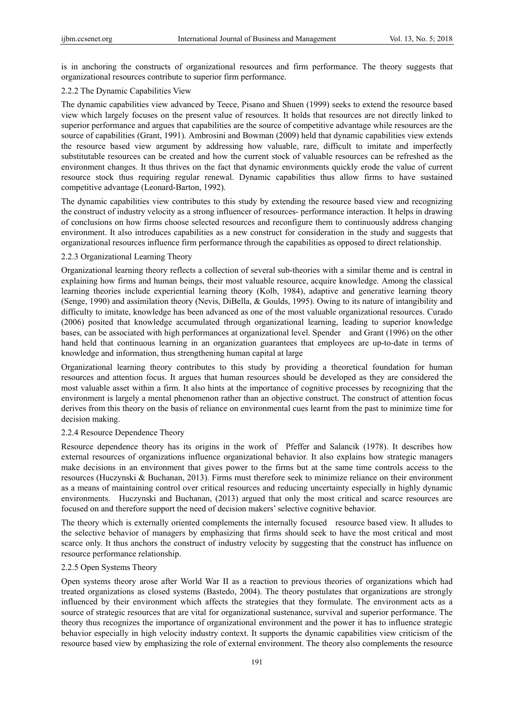is in anchoring the constructs of organizational resources and firm performance. The theory suggests that organizational resources contribute to superior firm performance.

### 2.2.2 The Dynamic Capabilities View

The dynamic capabilities view advanced by Teece, Pisano and Shuen (1999) seeks to extend the resource based view which largely focuses on the present value of resources. It holds that resources are not directly linked to superior performance and argues that capabilities are the source of competitive advantage while resources are the source of capabilities (Grant, 1991). Ambrosini and Bowman (2009) held that dynamic capabilities view extends the resource based view argument by addressing how valuable, rare, difficult to imitate and imperfectly substitutable resources can be created and how the current stock of valuable resources can be refreshed as the environment changes. It thus thrives on the fact that dynamic environments quickly erode the value of current resource stock thus requiring regular renewal. Dynamic capabilities thus allow firms to have sustained competitive advantage (Leonard-Barton, 1992).

The dynamic capabilities view contributes to this study by extending the resource based view and recognizing the construct of industry velocity as a strong influencer of resources- performance interaction. It helps in drawing of conclusions on how firms choose selected resources and reconfigure them to continuously address changing environment. It also introduces capabilities as a new construct for consideration in the study and suggests that organizational resources influence firm performance through the capabilities as opposed to direct relationship.

### 2.2.3 Organizational Learning Theory

Organizational learning theory reflects a collection of several sub-theories with a similar theme and is central in explaining how firms and human beings, their most valuable resource, acquire knowledge. Among the classical learning theories include experiential learning theory (Kolb, 1984), adaptive and generative learning theory (Senge, 1990) and assimilation theory (Nevis, DiBella, & Goulds, 1995). Owing to its nature of intangibility and difficulty to imitate, knowledge has been advanced as one of the most valuable organizational resources. Curado (2006) posited that knowledge accumulated through organizational learning, leading to superior knowledge bases, can be associated with high performances at organizational level. Spender and Grant (1996) on the other hand held that continuous learning in an organization guarantees that employees are up-to-date in terms of knowledge and information, thus strengthening human capital at large

Organizational learning theory contributes to this study by providing a theoretical foundation for human resources and attention focus. It argues that human resources should be developed as they are considered the most valuable asset within a firm. It also hints at the importance of cognitive processes by recognizing that the environment is largely a mental phenomenon rather than an objective construct. The construct of attention focus derives from this theory on the basis of reliance on environmental cues learnt from the past to minimize time for decision making.

### 2.2.4 Resource Dependence Theory

Resource dependence theory has its origins in the work of Pfeffer and Salancik (1978). It describes how external resources of organizations influence organizational behavior. It also explains how strategic managers make decisions in an environment that gives power to the firms but at the same time controls access to the resources (Huczynski & Buchanan, 2013). Firms must therefore seek to minimize reliance on their environment as a means of maintaining control over critical resources and reducing uncertainty especially in highly dynamic environments. Huczynski and Buchanan, (2013) argued that only the most critical and scarce resources are focused on and therefore support the need of decision makers' selective cognitive behavior.

The theory which is externally oriented complements the internally focused resource based view. It alludes to the selective behavior of managers by emphasizing that firms should seek to have the most critical and most scarce only. It thus anchors the construct of industry velocity by suggesting that the construct has influence on resource performance relationship.

### 2.2.5 Open Systems Theory

Open systems theory arose after World War II as a reaction to previous theories of organizations which had treated organizations as closed systems (Bastedo, 2004). The theory postulates that organizations are strongly influenced by their environment which affects the strategies that they formulate. The environment acts as a source of strategic resources that are vital for organizational sustenance, survival and superior performance. The theory thus recognizes the importance of organizational environment and the power it has to influence strategic behavior especially in high velocity industry context. It supports the dynamic capabilities view criticism of the resource based view by emphasizing the role of external environment. The theory also complements the resource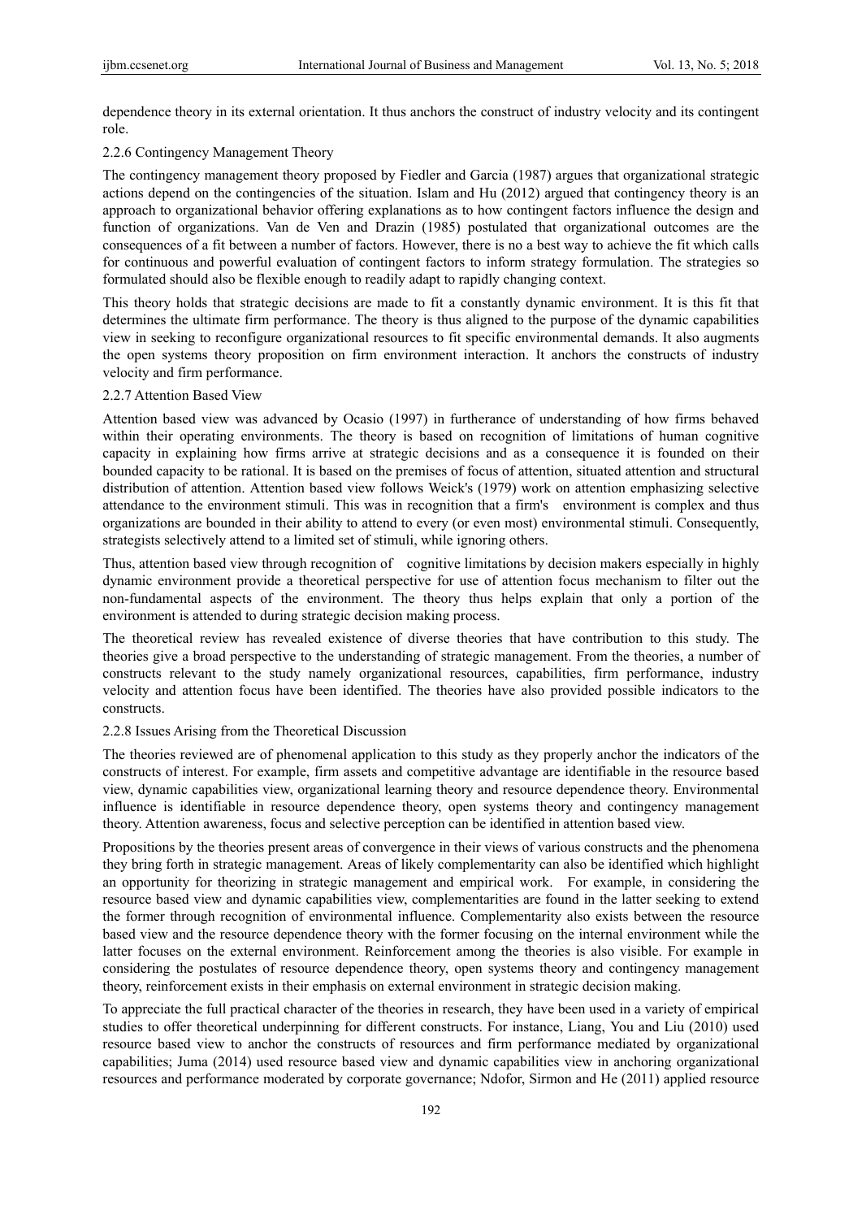dependence theory in its external orientation. It thus anchors the construct of industry velocity and its contingent role.

### 2.2.6 Contingency Management Theory

The contingency management theory proposed by Fiedler and Garcia (1987) argues that organizational strategic actions depend on the contingencies of the situation. Islam and Hu (2012) argued that contingency theory is an approach to organizational behavior offering explanations as to how contingent factors influence the design and function of organizations. Van de Ven and Drazin (1985) postulated that organizational outcomes are the consequences of a fit between a number of factors. However, there is no a best way to achieve the fit which calls for continuous and powerful evaluation of contingent factors to inform strategy formulation. The strategies so formulated should also be flexible enough to readily adapt to rapidly changing context.

This theory holds that strategic decisions are made to fit a constantly dynamic environment. It is this fit that determines the ultimate firm performance. The theory is thus aligned to the purpose of the dynamic capabilities view in seeking to reconfigure organizational resources to fit specific environmental demands. It also augments the open systems theory proposition on firm environment interaction. It anchors the constructs of industry velocity and firm performance.

### 2.2.7 Attention Based View

Attention based view was advanced by Ocasio (1997) in furtherance of understanding of how firms behaved within their operating environments. The theory is based on recognition of limitations of human cognitive capacity in explaining how firms arrive at strategic decisions and as a consequence it is founded on their bounded capacity to be rational. It is based on the premises of focus of attention, situated attention and structural distribution of attention. Attention based view follows Weick's (1979) work on attention emphasizing selective attendance to the environment stimuli. This was in recognition that a firm's environment is complex and thus organizations are bounded in their ability to attend to every (or even most) environmental stimuli. Consequently, strategists selectively attend to a limited set of stimuli, while ignoring others.

Thus, attention based view through recognition of cognitive limitations by decision makers especially in highly dynamic environment provide a theoretical perspective for use of attention focus mechanism to filter out the non-fundamental aspects of the environment. The theory thus helps explain that only a portion of the environment is attended to during strategic decision making process.

The theoretical review has revealed existence of diverse theories that have contribution to this study. The theories give a broad perspective to the understanding of strategic management. From the theories, a number of constructs relevant to the study namely organizational resources, capabilities, firm performance, industry velocity and attention focus have been identified. The theories have also provided possible indicators to the constructs.

### 2.2.8 Issues Arising from the Theoretical Discussion

The theories reviewed are of phenomenal application to this study as they properly anchor the indicators of the constructs of interest. For example, firm assets and competitive advantage are identifiable in the resource based view, dynamic capabilities view, organizational learning theory and resource dependence theory. Environmental influence is identifiable in resource dependence theory, open systems theory and contingency management theory. Attention awareness, focus and selective perception can be identified in attention based view.

Propositions by the theories present areas of convergence in their views of various constructs and the phenomena they bring forth in strategic management. Areas of likely complementarity can also be identified which highlight an opportunity for theorizing in strategic management and empirical work. For example, in considering the resource based view and dynamic capabilities view, complementarities are found in the latter seeking to extend the former through recognition of environmental influence. Complementarity also exists between the resource based view and the resource dependence theory with the former focusing on the internal environment while the latter focuses on the external environment. Reinforcement among the theories is also visible. For example in considering the postulates of resource dependence theory, open systems theory and contingency management theory, reinforcement exists in their emphasis on external environment in strategic decision making.

To appreciate the full practical character of the theories in research, they have been used in a variety of empirical studies to offer theoretical underpinning for different constructs. For instance, Liang, You and Liu (2010) used resource based view to anchor the constructs of resources and firm performance mediated by organizational capabilities; Juma (2014) used resource based view and dynamic capabilities view in anchoring organizational resources and performance moderated by corporate governance; Ndofor, Sirmon and He (2011) applied resource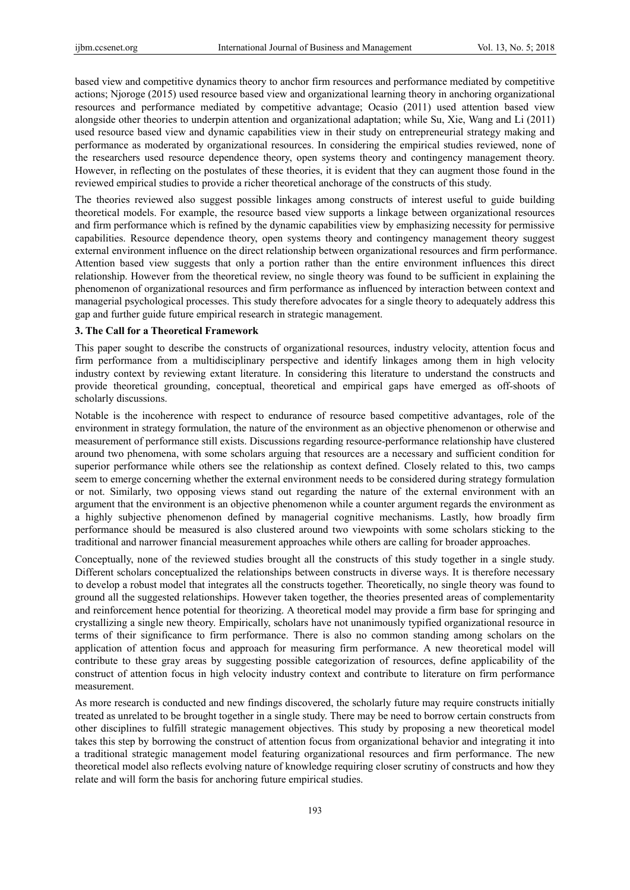based view and competitive dynamics theory to anchor firm resources and performance mediated by competitive actions; Njoroge (2015) used resource based view and organizational learning theory in anchoring organizational resources and performance mediated by competitive advantage; Ocasio (2011) used attention based view alongside other theories to underpin attention and organizational adaptation; while Su, Xie, Wang and Li (2011) used resource based view and dynamic capabilities view in their study on entrepreneurial strategy making and performance as moderated by organizational resources. In considering the empirical studies reviewed, none of the researchers used resource dependence theory, open systems theory and contingency management theory. However, in reflecting on the postulates of these theories, it is evident that they can augment those found in the reviewed empirical studies to provide a richer theoretical anchorage of the constructs of this study.

The theories reviewed also suggest possible linkages among constructs of interest useful to guide building theoretical models. For example, the resource based view supports a linkage between organizational resources and firm performance which is refined by the dynamic capabilities view by emphasizing necessity for permissive capabilities. Resource dependence theory, open systems theory and contingency management theory suggest external environment influence on the direct relationship between organizational resources and firm performance. Attention based view suggests that only a portion rather than the entire environment influences this direct relationship. However from the theoretical review, no single theory was found to be sufficient in explaining the phenomenon of organizational resources and firm performance as influenced by interaction between context and managerial psychological processes. This study therefore advocates for a single theory to adequately address this gap and further guide future empirical research in strategic management.

## 3. The Call for a Theoretical Framework

This paper sought to describe the constructs of organizational resources, industry velocity, attention focus and firm performance from a multidisciplinary perspective and identify linkages among them in high velocity industry context by reviewing extant literature. In considering this literature to understand the constructs and provide theoretical grounding, conceptual, theoretical and empirical gaps have emerged as off-shoots of scholarly discussions.

Notable is the incoherence with respect to endurance of resource based competitive advantages, role of the environment in strategy formulation, the nature of the environment as an objective phenomenon or otherwise and measurement of performance still exists. Discussions regarding resource-performance relationship have clustered around two phenomena, with some scholars arguing that resources are a necessary and sufficient condition for superior performance while others see the relationship as context defined. Closely related to this, two camps seem to emerge concerning whether the external environment needs to be considered during strategy formulation or not. Similarly, two opposing views stand out regarding the nature of the external environment with an argument that the environment is an objective phenomenon while a counter argument regards the environment as a highly subjective phenomenon defined by managerial cognitive mechanisms. Lastly, how broadly firm performance should be measured is also clustered around two viewpoints with some scholars sticking to the traditional and narrower financial measurement approaches while others are calling for broader approaches.

Conceptually, none of the reviewed studies brought all the constructs of this study together in a single study. Different scholars conceptualized the relationships between constructs in diverse ways. It is therefore necessary to develop a robust model that integrates all the constructs together. Theoretically, no single theory was found to ground all the suggested relationships. However taken together, the theories presented areas of complementarity and reinforcement hence potential for theorizing. A theoretical model may provide a firm base for springing and crystallizing a single new theory. Empirically, scholars have not unanimously typified organizational resource in terms of their significance to firm performance. There is also no common standing among scholars on the application of attention focus and approach for measuring firm performance. A new theoretical model will contribute to these gray areas by suggesting possible categorization of resources, define applicability of the construct of attention focus in high velocity industry context and contribute to literature on firm performance measurement.

As more research is conducted and new findings discovered, the scholarly future may require constructs initially treated as unrelated to be brought together in a single study. There may be need to borrow certain constructs from other disciplines to fulfill strategic management objectives. This study by proposing a new theoretical model takes this step by borrowing the construct of attention focus from organizational behavior and integrating it into a traditional strategic management model featuring organizational resources and firm performance. The new theoretical model also reflects evolving nature of knowledge requiring closer scrutiny of constructs and how they relate and will form the basis for anchoring future empirical studies.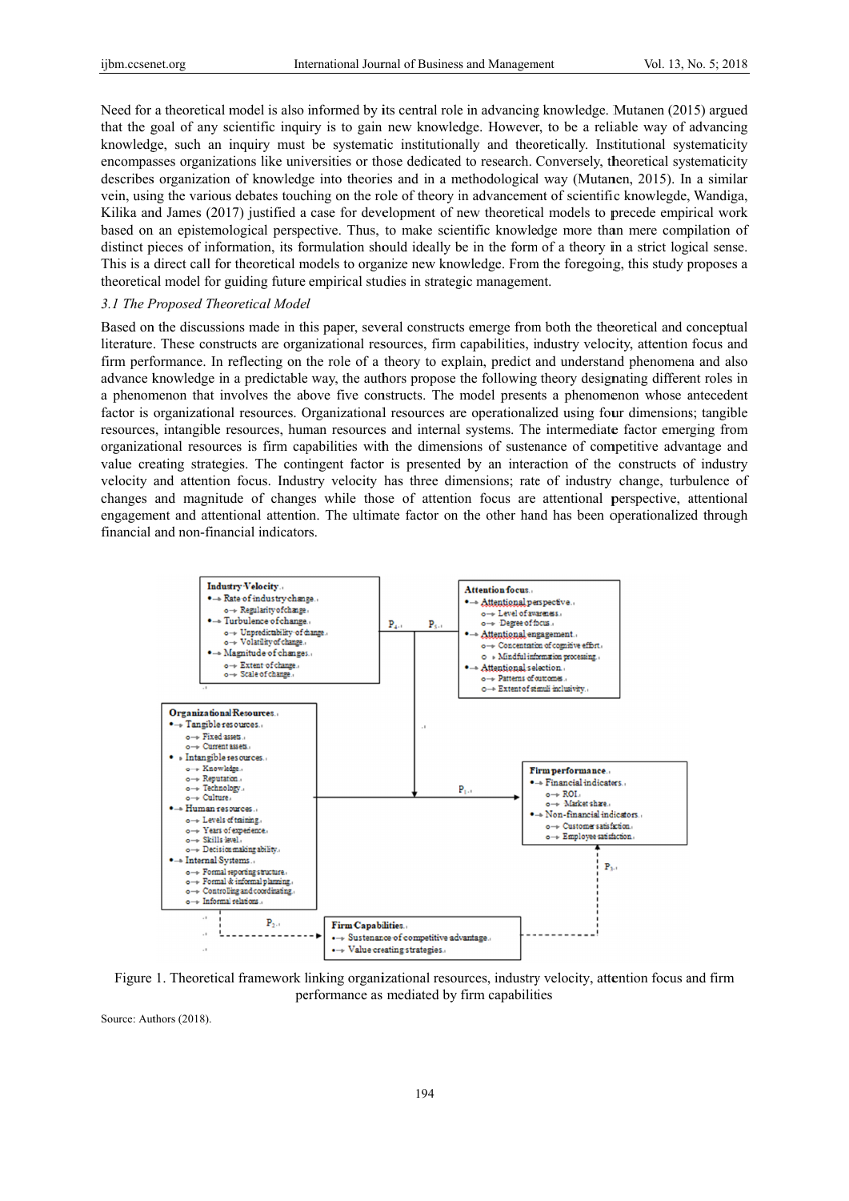Need for a theoretical model is also informed by its central role in advancing knowledge. Mutanen (2015) argued that the goal of any scientific inquiry is to gain new knowledge. However, to be a reliable way of advancing knowledge, such an inquiry must be systematic institutionally and theoretically. Institutional systematicity encompasses organizations like universities or those dedicated to research. Conversely, theoretical systematicity describes organization of knowledge into theories and in a methodological way (Mutanen, 2015). In a similar vein, using the various debates touching on the role of theory in advancement of scientific knowlegde, Wandiga, Kilika and James (2017) justified a case for development of new theoretical models to precede empirical work based on an epistemological perspective. Thus, to make scientific knowledge more than mere compilation of distinct pieces of information, its formulation should ideally be in the form of a theory in a strict logical sense. This is a direct call for theoretical models to organize new knowledge. From the foregoing, this study proposes a theoretical model for guiding future empirical studies in strategic management.

### *3.1 The Proposed Theoretical Model*

Based on the discussions made in this paper, several constructs emerge from both the theoretical and conceptual literature. These constructs are organizational resources, firm capabilities, industry velocity, attention focus and firm performance. In reflecting on the role of a theory to explain, predict and understand phenomena and also advance knowledge in a predictable way, the authors propose the following theory designating different roles in a phenomenon that involves the above five constructs. The model presents a phenomenon whose antecedent factor is organizational resources. Organizational resources are operationalized using four dimensions; tangible resources, intangible resources, human resources and internal systems. The intermediate factor emerging from organizational resources is firm capabilities with the dimensions of sustenance of competitive advantage and value creating strategies. The contingent factor is presented by an interaction of the constructs of industry velocity and attention focus. Industry velocity has three dimensions; rate of industry change, turbulence of changes and magnitude of changes while those of attention focus are attentional perspective, attentional engagement and attentional attention. The ultimate factor on the other hand has been operationalized through financial and non-financial indicators.

**Industry Velocity**
- Rate of industry change
  - Regularity of change
- Turbulence of change
  - Unpredictability of change
  - Volatility of change
- Magnitude of changes
  - Extent of change
  - Scale of change

P4 P5

**Attention focus**
- Attentional perspective
  - Level of awareness
  - Degree of focus
- Attentional engagement
  - Concentration of cognitive effort
  - Mindful information processing
- Attentional selection
  - Patterns of outcomes
  - Extent of stimuli inclusivity

**Organizational Resources**
- Tangible resources
  - Fixed assets
  - Current assets
- Intangible resources
  - Knowledge
  - Reputation
  - Technology
  - Culture
- Human resources
  - Levels of training
  - Years of experience
  - Skills level
  - Decision making ability
- Internal Systems
  - Formal reporting structure
  - Formal & informal planning
  - Controlling and coordinating
  - Informal relations

P1

**Firm performance**
- Financial indicators
  - ROI
  - Market share
- Non-financial indicators
  - Customer satisfaction
  - Employee satisfaction

P2 P3

**Firm Capabilities**
- Sustenance of competitive advantage
- Value creating strategies

Figure 1. Theoretical framework linking organizational resources, industry velocity, attention focus and firm performance as mediated by firm capabilities

Source: Authors (2018).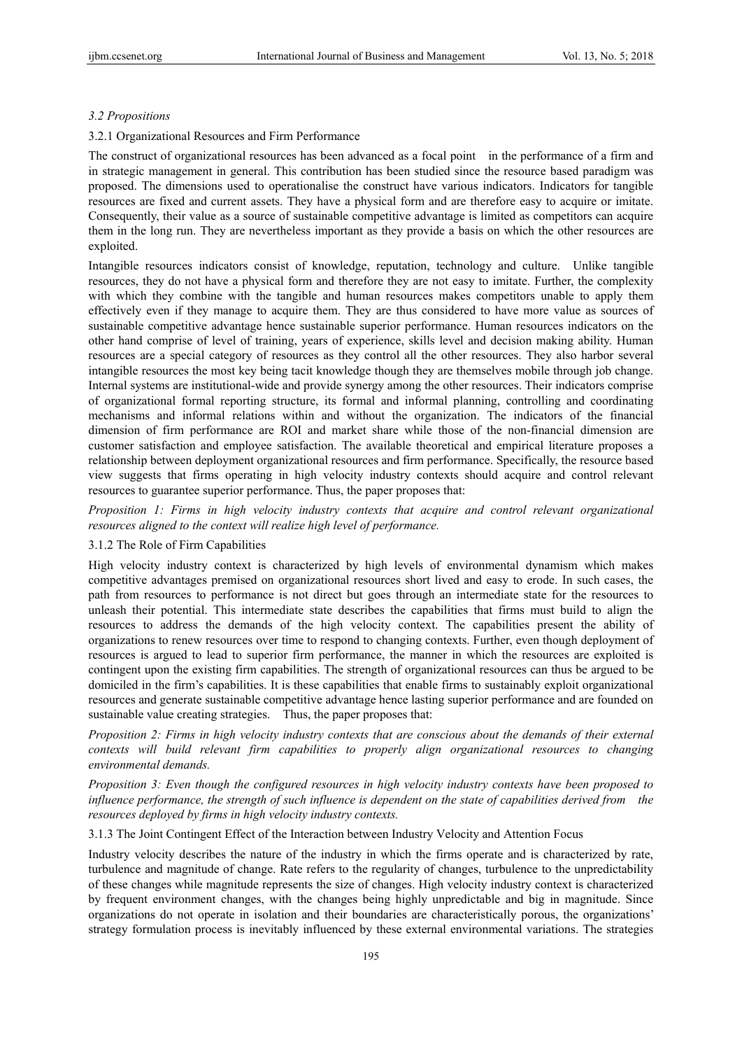### *3.2 Propositions*

#### 3.2.1 Organizational Resources and Firm Performance

The construct of organizational resources has been advanced as a focal point in the performance of a firm and in strategic management in general. This contribution has been studied since the resource based paradigm was proposed. The dimensions used to operationalise the construct have various indicators. Indicators for tangible resources are fixed and current assets. They have a physical form and are therefore easy to acquire or imitate. Consequently, their value as a source of sustainable competitive advantage is limited as competitors can acquire them in the long run. They are nevertheless important as they provide a basis on which the other resources are exploited.

Intangible resources indicators consist of knowledge, reputation, technology and culture. Unlike tangible resources, they do not have a physical form and therefore they are not easy to imitate. Further, the complexity with which they combine with the tangible and human resources makes competitors unable to apply them effectively even if they manage to acquire them. They are thus considered to have more value as sources of sustainable competitive advantage hence sustainable superior performance. Human resources indicators on the other hand comprise of level of training, years of experience, skills level and decision making ability. Human resources are a special category of resources as they control all the other resources. They also harbor several intangible resources the most key being tacit knowledge though they are themselves mobile through job change. Internal systems are institutional-wide and provide synergy among the other resources. Their indicators comprise of organizational formal reporting structure, its formal and informal planning, controlling and coordinating mechanisms and informal relations within and without the organization. The indicators of the financial dimension of firm performance are ROI and market share while those of the non-financial dimension are customer satisfaction and employee satisfaction. The available theoretical and empirical literature proposes a relationship between deployment organizational resources and firm performance. Specifically, the resource based view suggests that firms operating in high velocity industry contexts should acquire and control relevant resources to guarantee superior performance. Thus, the paper proposes that:

*Proposition 1: Firms in high velocity industry contexts that acquire and control relevant organizational resources aligned to the context will realize high level of performance.*

#### 3.1.2 The Role of Firm Capabilities

High velocity industry context is characterized by high levels of environmental dynamism which makes competitive advantages premised on organizational resources short lived and easy to erode. In such cases, the path from resources to performance is not direct but goes through an intermediate state for the resources to unleash their potential. This intermediate state describes the capabilities that firms must build to align the resources to address the demands of the high velocity context. The capabilities present the ability of organizations to renew resources over time to respond to changing contexts. Further, even though deployment of resources is argued to lead to superior firm performance, the manner in which the resources are exploited is contingent upon the existing firm capabilities. The strength of organizational resources can thus be argued to be domiciled in the firm's capabilities. It is these capabilities that enable firms to sustainably exploit organizational resources and generate sustainable competitive advantage hence lasting superior performance and are founded on sustainable value creating strategies. Thus, the paper proposes that:

*Proposition 2: Firms in high velocity industry contexts that are conscious about the demands of their external contexts will build relevant firm capabilities to properly align organizational resources to changing environmental demands.*

*Proposition 3: Even though the configured resources in high velocity industry contexts have been proposed to influence performance, the strength of such influence is dependent on the state of capabilities derived from the resources deployed by firms in high velocity industry contexts.*

#### 3.1.3 The Joint Contingent Effect of the Interaction between Industry Velocity and Attention Focus

Industry velocity describes the nature of the industry in which the firms operate and is characterized by rate, turbulence and magnitude of change. Rate refers to the regularity of changes, turbulence to the unpredictability of these changes while magnitude represents the size of changes. High velocity industry context is characterized by frequent environment changes, with the changes being highly unpredictable and big in magnitude. Since organizations do not operate in isolation and their boundaries are characteristically porous, the organizations' strategy formulation process is inevitably influenced by these external environmental variations. The strategies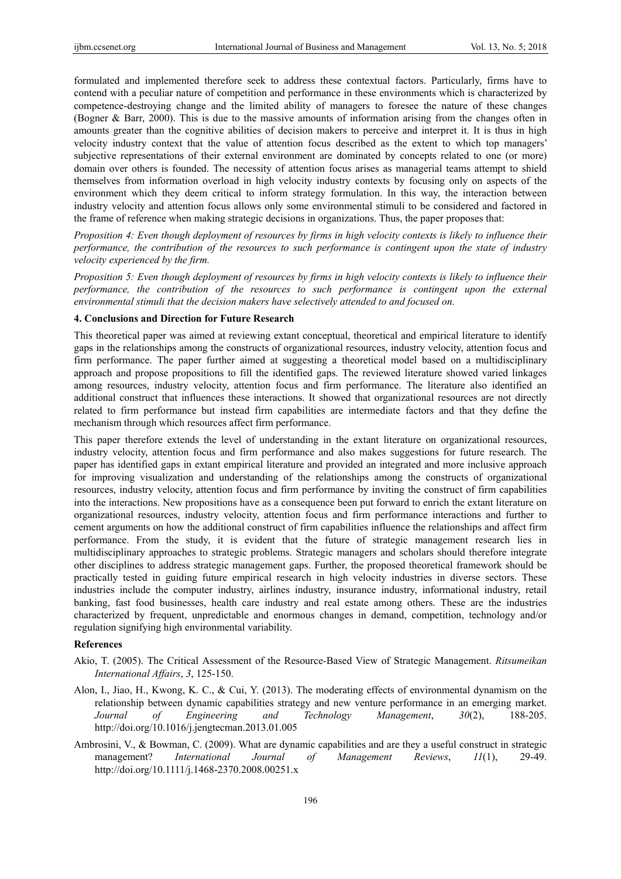formulated and implemented therefore seek to address these contextual factors. Particularly, firms have to contend with a peculiar nature of competition and performance in these environments which is characterized by competence-destroying change and the limited ability of managers to foresee the nature of these changes (Bogner & Barr, 2000). This is due to the massive amounts of information arising from the changes often in amounts greater than the cognitive abilities of decision makers to perceive and interpret it. It is thus in high velocity industry context that the value of attention focus described as the extent to which top managers' subjective representations of their external environment are dominated by concepts related to one (or more) domain over others is founded. The necessity of attention focus arises as managerial teams attempt to shield themselves from information overload in high velocity industry contexts by focusing only on aspects of the environment which they deem critical to inform strategy formulation. In this way, the interaction between industry velocity and attention focus allows only some environmental stimuli to be considered and factored in the frame of reference when making strategic decisions in organizations. Thus, the paper proposes that:

*Proposition 4: Even though deployment of resources by firms in high velocity contexts is likely to influence their performance, the contribution of the resources to such performance is contingent upon the state of industry velocity experienced by the firm.*

*Proposition 5: Even though deployment of resources by firms in high velocity contexts is likely to influence their performance, the contribution of the resources to such performance is contingent upon the external environmental stimuli that the decision makers have selectively attended to and focused on.*

## 4. Conclusions and Direction for Future Research

This theoretical paper was aimed at reviewing extant conceptual, theoretical and empirical literature to identify gaps in the relationships among the constructs of organizational resources, industry velocity, attention focus and firm performance. The paper further aimed at suggesting a theoretical model based on a multidisciplinary approach and propose propositions to fill the identified gaps. The reviewed literature showed varied linkages among resources, industry velocity, attention focus and firm performance. The literature also identified an additional construct that influences these interactions. It showed that organizational resources are not directly related to firm performance but instead firm capabilities are intermediate factors and that they define the mechanism through which resources affect firm performance.

This paper therefore extends the level of understanding in the extant literature on organizational resources, industry velocity, attention focus and firm performance and also makes suggestions for future research. The paper has identified gaps in extant empirical literature and provided an integrated and more inclusive approach for improving visualization and understanding of the relationships among the constructs of organizational resources, industry velocity, attention focus and firm performance by inviting the construct of firm capabilities into the interactions. New propositions have as a consequence been put forward to enrich the extant literature on organizational resources, industry velocity, attention focus and firm performance interactions and further to cement arguments on how the additional construct of firm capabilities influence the relationships and affect firm performance. From the study, it is evident that the future of strategic management research lies in multidisciplinary approaches to strategic problems. Strategic managers and scholars should therefore integrate other disciplines to address strategic management gaps. Further, the proposed theoretical framework should be practically tested in guiding future empirical research in high velocity industries in diverse sectors. These industries include the computer industry, airlines industry, insurance industry, informational industry, retail banking, fast food businesses, health care industry and real estate among others. These are the industries characterized by frequent, unpredictable and enormous changes in demand, competition, technology and/or regulation signifying high environmental variability.

## References

Akio, T. (2005). The Critical Assessment of the Resource-Based View of Strategic Management. *Ritsumeikan International Affairs*, *3*, 125-150.

Alon, I., Jiao, H., Kwong, K. C., & Cui, Y. (2013). The moderating effects of environmental dynamism on the relationship between dynamic capabilities strategy and new venture performance in an emerging market. *Journal of Engineering and Technology Management*, *30*(2), 188-205. http://doi.org/10.1016/j.jengtecman.2013.01.005

Ambrosini, V., & Bowman, C. (2009). What are dynamic capabilities and are they a useful construct in strategic management? *International Journal of Management Reviews*, *11*(1), 29-49. http://doi.org/10.1111/j.1468-2370.2008.00251.x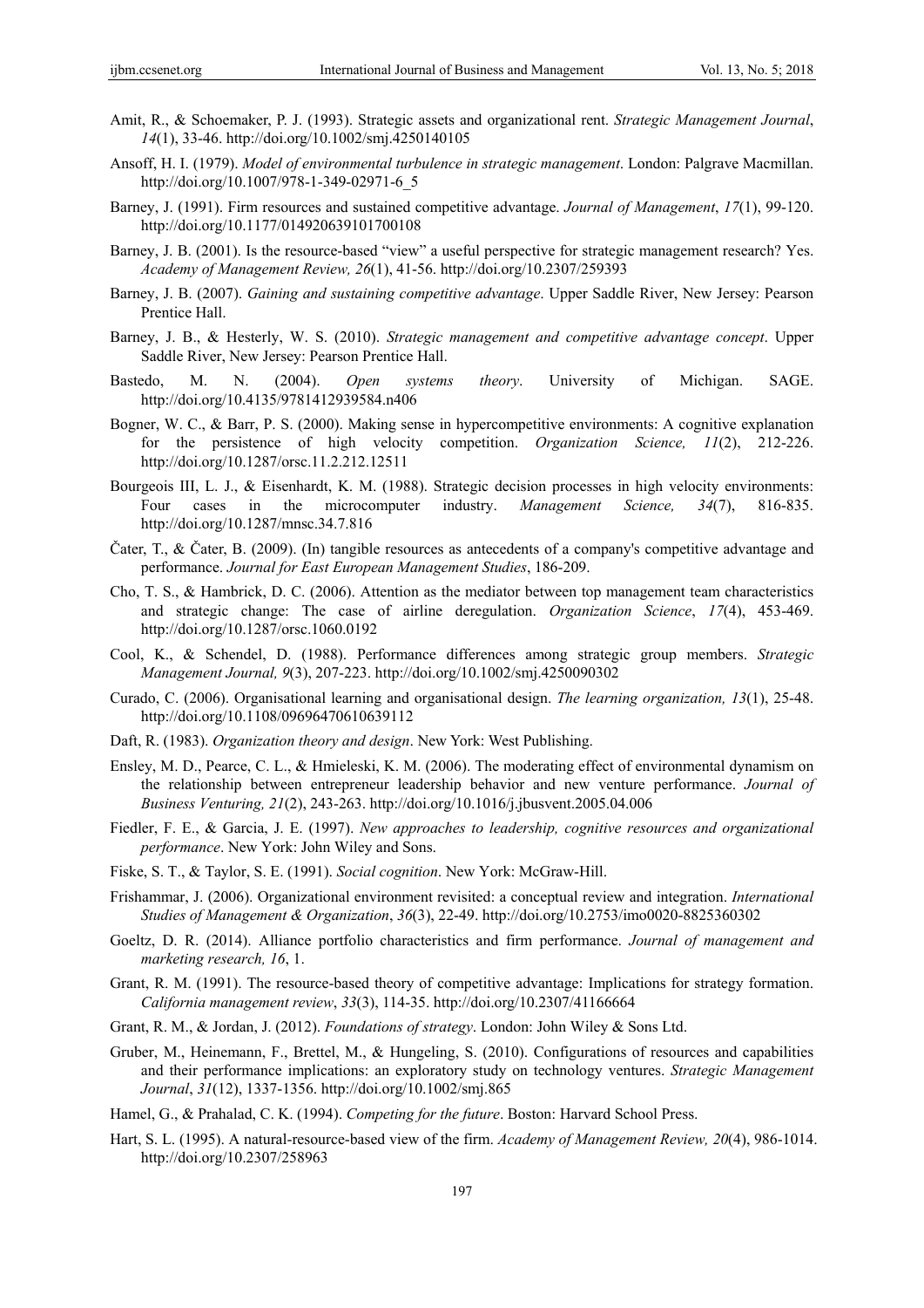Amit, R., & Schoemaker, P. J. (1993). Strategic assets and organizational rent. *Strategic Management Journal*, *14*(1), 33-46. http://doi.org/10.1002/smj.4250140105

Ansoff, H. I. (1979). *Model of environmental turbulence in strategic management*. London: Palgrave Macmillan. http://doi.org/10.1007/978-1-349-02971-6_5

Barney, J. (1991). Firm resources and sustained competitive advantage. *Journal of Management*, *17*(1), 99-120. http://doi.org/10.1177/014920639101700108

Barney, J. B. (2001). Is the resource-based "view" a useful perspective for strategic management research? Yes. *Academy of Management Review, 26*(1), 41-56. http://doi.org/10.2307/259393

Barney, J. B. (2007). *Gaining and sustaining competitive advantage*. Upper Saddle River, New Jersey: Pearson Prentice Hall.

Barney, J. B., & Hesterly, W. S. (2010). *Strategic management and competitive advantage concept*. Upper Saddle River, New Jersey: Pearson Prentice Hall.

Bastedo, M. N. (2004). *Open systems theory*. University of Michigan. SAGE. http://doi.org/10.4135/9781412939584.n406

Bogner, W. C., & Barr, P. S. (2000). Making sense in hypercompetitive environments: A cognitive explanation for the persistence of high velocity competition. *Organization Science, 11*(2), 212-226. http://doi.org/10.1287/orsc.11.2.212.12511

Bourgeois III, L. J., & Eisenhardt, K. M. (1988). Strategic decision processes in high velocity environments: Four cases in the microcomputer industry. *Management Science, 34*(7), 816-835. http://doi.org/10.1287/mnsc.34.7.816

Čater, T., & Čater, B. (2009). (In) tangible resources as antecedents of a company's competitive advantage and performance. *Journal for East European Management Studies*, 186-209.

Cho, T. S., & Hambrick, D. C. (2006). Attention as the mediator between top management team characteristics and strategic change: The case of airline deregulation. *Organization Science*, *17*(4), 453-469. http://doi.org/10.1287/orsc.1060.0192

Cool, K., & Schendel, D. (1988). Performance differences among strategic group members. *Strategic Management Journal, 9*(3), 207-223. http://doi.org/10.1002/smj.4250090302

Curado, C. (2006). Organisational learning and organisational design. *The learning organization, 13*(1), 25-48. http://doi.org/10.1108/09696470610639112

Daft, R. (1983). *Organization theory and design*. New York: West Publishing.

Ensley, M. D., Pearce, C. L., & Hmieleski, K. M. (2006). The moderating effect of environmental dynamism on the relationship between entrepreneur leadership behavior and new venture performance. *Journal of Business Venturing, 21*(2), 243-263. http://doi.org/10.1016/j.jbusvent.2005.04.006

Fiedler, F. E., & Garcia, J. E. (1997). *New approaches to leadership, cognitive resources and organizational performance*. New York: John Wiley and Sons.

Fiske, S. T., & Taylor, S. E. (1991). *Social cognition*. New York: McGraw-Hill.

Frishammar, J. (2006). Organizational environment revisited: a conceptual review and integration. *International Studies of Management & Organization*, *36*(3), 22-49. http://doi.org/10.2753/imo0020-8825360302

Goeltz, D. R. (2014). Alliance portfolio characteristics and firm performance. *Journal of management and marketing research, 16*, 1.

Grant, R. M. (1991). The resource-based theory of competitive advantage: Implications for strategy formation. *California management review*, *33*(3), 114-35. http://doi.org/10.2307/41166664

Grant, R. M., & Jordan, J. (2012). *Foundations of strategy*. London: John Wiley & Sons Ltd.

Gruber, M., Heinemann, F., Brettel, M., & Hungeling, S. (2010). Configurations of resources and capabilities and their performance implications: an exploratory study on technology ventures. *Strategic Management Journal*, *31*(12), 1337-1356. http://doi.org/10.1002/smj.865

Hamel, G., & Prahalad, C. K. (1994). *Competing for the future*. Boston: Harvard School Press.

Hart, S. L. (1995). A natural-resource-based view of the firm. *Academy of Management Review, 20*(4), 986-1014. http://doi.org/10.2307/258963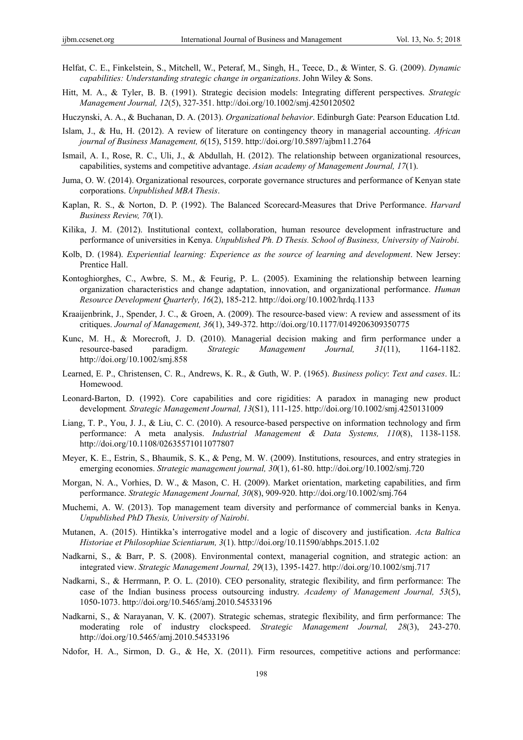Helfat, C. E., Finkelstein, S., Mitchell, W., Peteraf, M., Singh, H., Teece, D., & Winter, S. G. (2009). *Dynamic capabilities: Understanding strategic change in organizations*. John Wiley & Sons.

Hitt, M. A., & Tyler, B. B. (1991). Strategic decision models: Integrating different perspectives. *Strategic Management Journal, 12*(5), 327-351. http://doi.org/10.1002/smj.4250120502

Huczynski, A. A., & Buchanan, D. A. (2013). *Organizational behavior*. Edinburgh Gate: Pearson Education Ltd.

Islam, J., & Hu, H. (2012). A review of literature on contingency theory in managerial accounting. *African journal of Business Management, 6*(15), 5159. http://doi.org/10.5897/ajbm11.2764

Ismail, A. I., Rose, R. C., Uli, J., & Abdullah, H. (2012). The relationship between organizational resources, capabilities, systems and competitive advantage. *Asian academy of Management Journal, 17*(1).

Juma, O. W. (2014). Organizational resources, corporate governance structures and performance of Kenyan state corporations. *Unpublished MBA Thesis*.

Kaplan, R. S., & Norton, D. P. (1992). The Balanced Scorecard-Measures that Drive Performance. *Harvard Business Review, 70*(1).

Kilika, J. M. (2012). Institutional context, collaboration, human resource development infrastructure and performance of universities in Kenya. *Unpublished Ph. D Thesis. School of Business, University of Nairobi*.

Kolb, D. (1984). *Experiential learning: Experience as the source of learning and development*. New Jersey: Prentice Hall.

Kontoghiorghes, C., Awbre, S. M., & Feurig, P. L. (2005). Examining the relationship between learning organization characteristics and change adaptation, innovation, and organizational performance. *Human Resource Development Quarterly, 16*(2), 185-212. http://doi.org/10.1002/hrdq.1133

Kraaijenbrink, J., Spender, J. C., & Groen, A. (2009). The resource-based view: A review and assessment of its critiques. *Journal of Management, 36*(1), 349-372. http://doi.org/10.1177/0149206309350775

Kunc, M. H., & Morecroft, J. D. (2010). Managerial decision making and firm performance under a resource-based paradigm. *Strategic Management Journal, 31*(11), 1164-1182. http://doi.org/10.1002/smj.858

Learned, E. P., Christensen, C. R., Andrews, K. R., & Guth, W. P. (1965). *Business policy*: *Text and cases*. IL: Homewood.

Leonard-Barton, D. (1992). Core capabilities and core rigidities: A paradox in managing new product development*. Strategic Management Journal, 13*(S1), 111-125. http://doi.org/10.1002/smj.4250131009

Liang, T. P., You, J. J., & Liu, C. C. (2010). A resource-based perspective on information technology and firm performance: A meta analysis. *Industrial Management & Data Systems, 110*(8), 1138-1158. http://doi.org/10.1108/02635571011077807

Meyer, K. E., Estrin, S., Bhaumik, S. K., & Peng, M. W. (2009). Institutions, resources, and entry strategies in emerging economies. *Strategic management journal, 30*(1), 61-80. http://doi.org/10.1002/smj.720

Morgan, N. A., Vorhies, D. W., & Mason, C. H. (2009). Market orientation, marketing capabilities, and firm performance. *Strategic Management Journal, 30*(8), 909-920. http://doi.org/10.1002/smj.764

Muchemi, A. W. (2013). Top management team diversity and performance of commercial banks in Kenya. *Unpublished PhD Thesis, University of Nairobi*.

Mutanen, A. (2015). Hintikka's interrogative model and a logic of discovery and justification. *Acta Baltica Historiae et Philosophiae Scientiarum, 3*(1). http://doi.org/10.11590/abhps.2015.1.02

Nadkarni, S., & Barr, P. S. (2008). Environmental context, managerial cognition, and strategic action: an integrated view. *Strategic Management Journal, 29*(13), 1395-1427. http://doi.org/10.1002/smj.717

Nadkarni, S., & Herrmann, P. O. L. (2010). CEO personality, strategic flexibility, and firm performance: The case of the Indian business process outsourcing industry. *Academy of Management Journal, 53*(5), 1050-1073. http://doi.org/10.5465/amj.2010.54533196

Nadkarni, S., & Narayanan, V. K. (2007). Strategic schemas, strategic flexibility, and firm performance: The moderating role of industry clockspeed. *Strategic Management Journal, 28*(3), 243-270. http://doi.org/10.5465/amj.2010.54533196

Ndofor, H. A., Sirmon, D. G., & He, X. (2011). Firm resources, competitive actions and performance: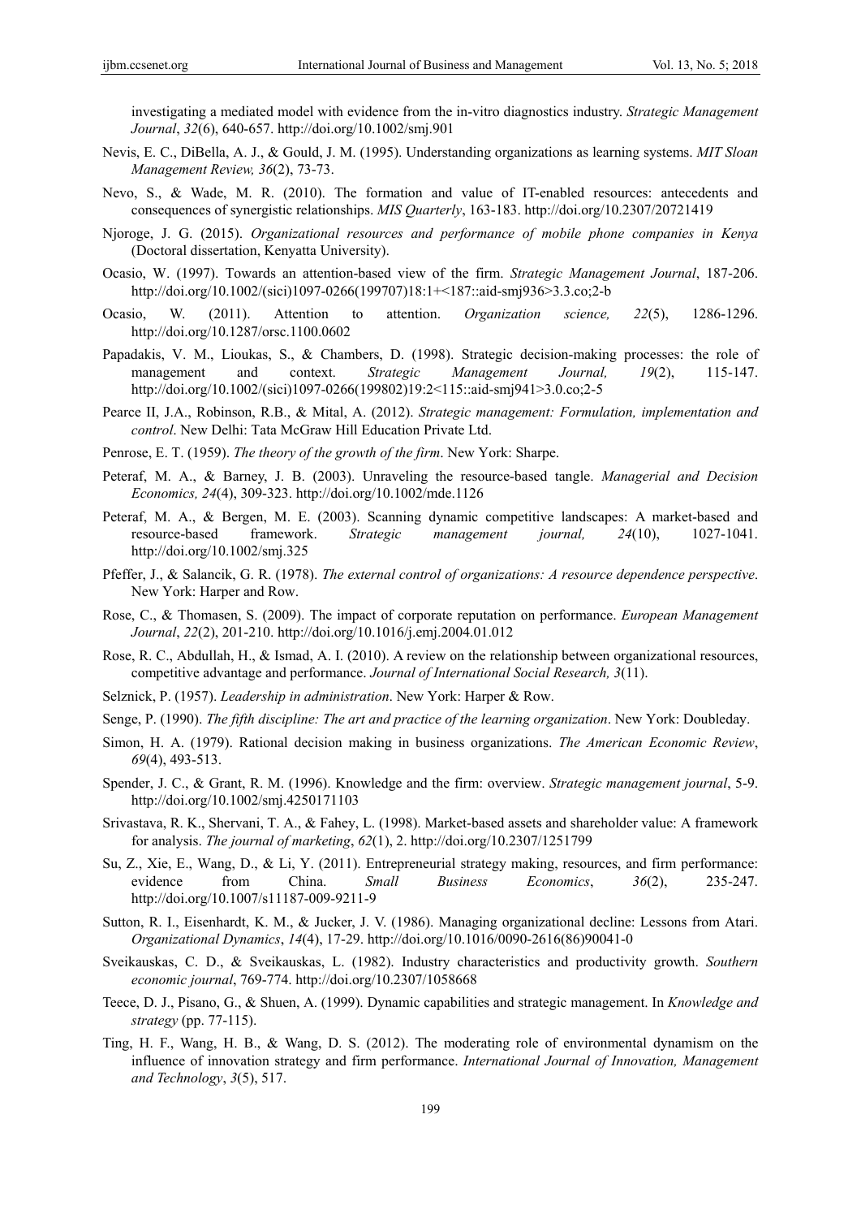investigating a mediated model with evidence from the in-vitro diagnostics industry. *Strategic Management Journal*, *32*(6), 640-657. http://doi.org/10.1002/smj.901

Nevis, E. C., DiBella, A. J., & Gould, J. M. (1995). Understanding organizations as learning systems. *MIT Sloan Management Review, 36*(2), 73-73.

Nevo, S., & Wade, M. R. (2010). The formation and value of IT-enabled resources: antecedents and consequences of synergistic relationships. *MIS Quarterly*, 163-183. http://doi.org/10.2307/20721419

Njoroge, J. G. (2015). *Organizational resources and performance of mobile phone companies in Kenya* (Doctoral dissertation, Kenyatta University).

Ocasio, W. (1997). Towards an attention-based view of the firm. *Strategic Management Journal*, 187-206. http://doi.org/10.1002/(sici)1097-0266(199707)18:1+<187::aid-smj936>3.3.co;2-b

Ocasio, W. (2011). Attention to attention. *Organization science, 22*(5), 1286-1296. http://doi.org/10.1287/orsc.1100.0602

Papadakis, V. M., Lioukas, S., & Chambers, D. (1998). Strategic decision-making processes: the role of management and context. *Strategic Management Journal, 19*(2), 115-147. http://doi.org/10.1002/(sici)1097-0266(199802)19:2<115::aid-smj941>3.0.co;2-5

Pearce II, J.A., Robinson, R.B., & Mital, A. (2012). *Strategic management: Formulation, implementation and control*. New Delhi: Tata McGraw Hill Education Private Ltd.

Penrose, E. T. (1959). *The theory of the growth of the firm*. New York: Sharpe.

Peteraf, M. A., & Barney, J. B. (2003). Unraveling the resource-based tangle. *Managerial and Decision Economics, 24*(4), 309-323. http://doi.org/10.1002/mde.1126

Peteraf, M. A., & Bergen, M. E. (2003). Scanning dynamic competitive landscapes: A market-based and resource-based framework. *Strategic management journal, 24*(10), 1027-1041. http://doi.org/10.1002/smj.325

Pfeffer, J., & Salancik, G. R. (1978). *The external control of organizations: A resource dependence perspective*. New York: Harper and Row.

Rose, C., & Thomasen, S. (2009). The impact of corporate reputation on performance. *European Management Journal*, *22*(2), 201-210. http://doi.org/10.1016/j.emj.2004.01.012

Rose, R. C., Abdullah, H., & Ismad, A. I. (2010). A review on the relationship between organizational resources, competitive advantage and performance. *Journal of International Social Research, 3*(11).

Selznick, P. (1957). *Leadership in administration*. New York: Harper & Row.

Senge, P. (1990). *The fifth discipline: The art and practice of the learning organization*. New York: Doubleday.

Simon, H. A. (1979). Rational decision making in business organizations. *The American Economic Review*, *69*(4), 493-513.

Spender, J. C., & Grant, R. M. (1996). Knowledge and the firm: overview. *Strategic management journal*, 5-9. http://doi.org/10.1002/smj.4250171103

Srivastava, R. K., Shervani, T. A., & Fahey, L. (1998). Market-based assets and shareholder value: A framework for analysis. *The journal of marketing*, *62*(1), 2. http://doi.org/10.2307/1251799

Su, Z., Xie, E., Wang, D., & Li, Y. (2011). Entrepreneurial strategy making, resources, and firm performance: evidence from China. *Small Business Economics*, *36*(2), 235-247. http://doi.org/10.1007/s11187-009-9211-9

Sutton, R. I., Eisenhardt, K. M., & Jucker, J. V. (1986). Managing organizational decline: Lessons from Atari. *Organizational Dynamics*, *14*(4), 17-29. http://doi.org/10.1016/0090-2616(86)90041-0

Sveikauskas, C. D., & Sveikauskas, L. (1982). Industry characteristics and productivity growth. *Southern economic journal*, 769-774. http://doi.org/10.2307/1058668

Teece, D. J., Pisano, G., & Shuen, A. (1999). Dynamic capabilities and strategic management. In *Knowledge and strategy* (pp. 77-115).

Ting, H. F., Wang, H. B., & Wang, D. S. (2012). The moderating role of environmental dynamism on the influence of innovation strategy and firm performance. *International Journal of Innovation, Management and Technology*, *3*(5), 517.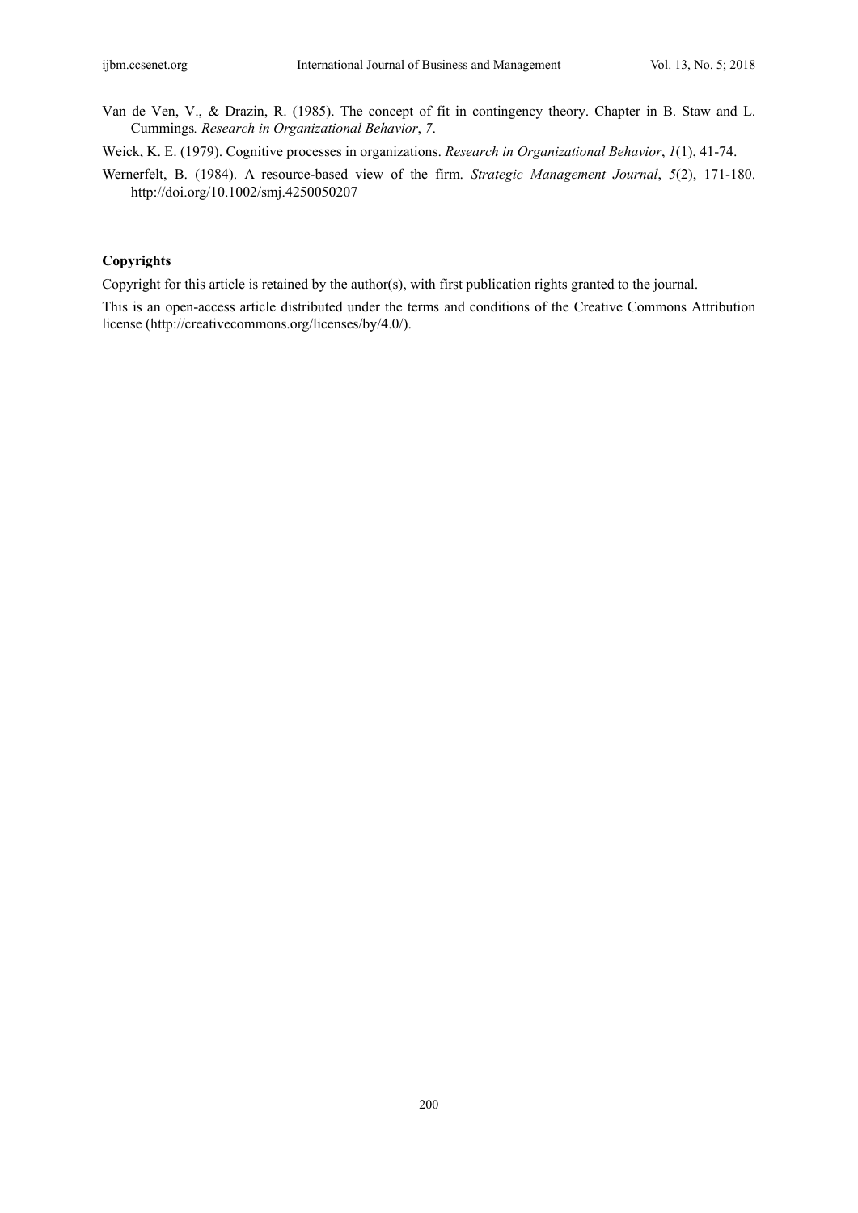Van de Ven, V., & Drazin, R. (1985). The concept of fit in contingency theory. Chapter in B. Staw and L. Cummings. *Research in Organizational Behavior*, *7*.

Weick, K. E. (1979). Cognitive processes in organizations. *Research in Organizational Behavior*, *1*(1), 41-74.

Wernerfelt, B. (1984). A resource-based view of the firm. *Strategic Management Journal*, *5*(2), 171-180. http://doi.org/10.1002/smj.4250050207

**Copyrights**

Copyright for this article is retained by the author(s), with first publication rights granted to the journal.

This is an open-access article distributed under the terms and conditions of the Creative Commons Attribution license (http://creativecommons.org/licenses/by/4.0/).